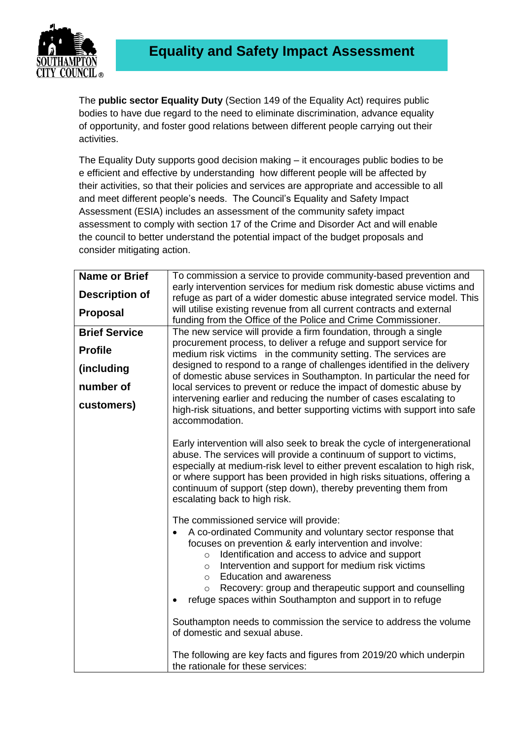# Equality and Safety Impact Assessment

The **public sector Equality Duty** (Section 149 of the Equality Act) requires public bodies to have due regard to the need to eliminate discrimination, advance equality of opportunity, and foster good relations between different people carrying out their activities.

The Equality Duty supports good decision making – it encourages public bodies to be e efficient and effective by understanding how different people will be affected by their activities, so that their policies and services are appropriate and accessible to all and meet different people's needs. The Council's Equality and Safety Impact Assessment (ESIA) includes an assessment of the community safety impact assessment to comply with section 17 of the Crime and Disorder Act and will enable the council to better understand the potential impact of the budget proposals and consider mitigating action.

| | |
|---|---|
| **Name or Brief Description of Proposal** | To commission a service to provide community-based prevention and early intervention services for medium risk domestic abuse victims and refuge as part of a wider domestic abuse integrated service model. This will utilise existing revenue from all current contracts and external funding from the Office of the Police and Crime Commissioner. |
| **Brief Service Profile (including number of customers)** | The new service will provide a firm foundation, through a single procurement process, to deliver a refuge and support service for medium risk victims in the community setting. The services are designed to respond to a range of challenges identified in the delivery of domestic abuse services in Southampton. In particular the need for local services to prevent or reduce the impact of domestic abuse by intervening earlier and reducing the number of cases escalating to high-risk situations, and better supporting victims with support into safe accommodation.<br><br>Early intervention will also seek to break the cycle of intergenerational abuse. The services will provide a continuum of support to victims, especially at medium-risk level to either prevent escalation to high risk, or where support has been provided in high risks situations, offering a continuum of support (step down), thereby preventing them from escalating back to high risk.<br><br>The commissioned service will provide:<br>• A co-ordinated Community and voluntary sector response that focuses on prevention & early intervention and involve:<br>&nbsp;&nbsp;&nbsp;&nbsp;○ Identification and access to advice and support<br>&nbsp;&nbsp;&nbsp;&nbsp;○ Intervention and support for medium risk victims<br>&nbsp;&nbsp;&nbsp;&nbsp;○ Education and awareness<br>&nbsp;&nbsp;&nbsp;&nbsp;○ Recovery: group and therapeutic support and counselling<br>• refuge spaces within Southampton and support in to refuge<br><br>Southampton needs to commission the service to address the volume of domestic and sexual abuse.<br><br>The following are key facts and figures from 2019/20 which underpin the rationale for these services: |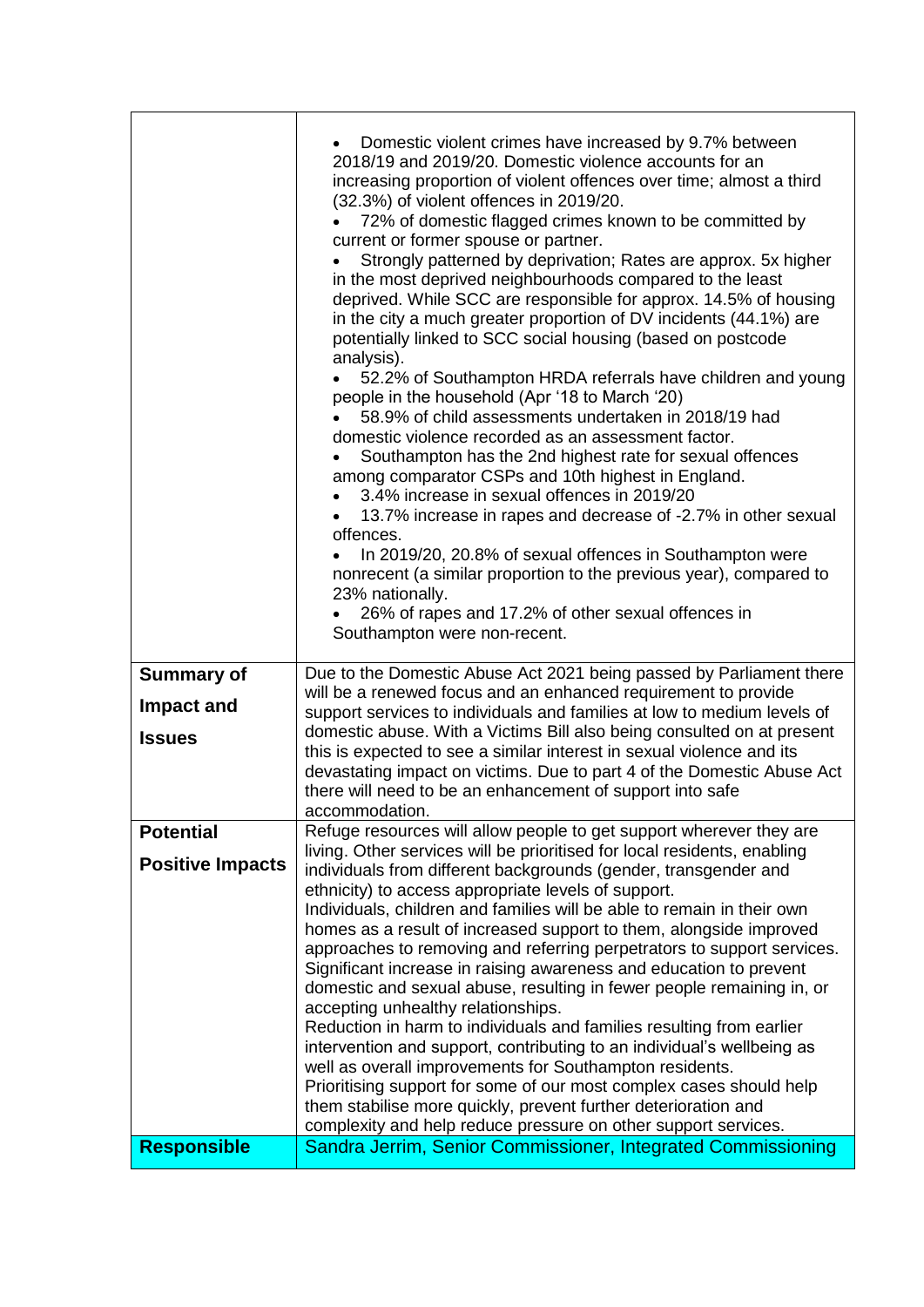| | |
|---|---|
| | • Domestic violent crimes have increased by 9.7% between 2018/19 and 2019/20. Domestic violence accounts for an increasing proportion of violent offences over time; almost a third (32.3%) of violent offences in 2019/20.<br>• 72% of domestic flagged crimes known to be committed by current or former spouse or partner.<br>• Strongly patterned by deprivation; Rates are approx. 5x higher in the most deprived neighbourhoods compared to the least deprived. While SCC are responsible for approx. 14.5% of housing in the city a much greater proportion of DV incidents (44.1%) are potentially linked to SCC social housing (based on postcode analysis).<br>• 52.2% of Southampton HRDA referrals have children and young people in the household (Apr '18 to March '20)<br>• 58.9% of child assessments undertaken in 2018/19 had domestic violence recorded as an assessment factor.<br>• Southampton has the 2nd highest rate for sexual offences among comparator CSPs and 10th highest in England.<br>• 3.4% increase in sexual offences in 2019/20<br>• 13.7% increase in rapes and decrease of -2.7% in other sexual offences.<br>• In 2019/20, 20.8% of sexual offences in Southampton were nonrecent (a similar proportion to the previous year), compared to 23% nationally.<br>• 26% of rapes and 17.2% of other sexual offences in Southampton were non-recent. |
| **Summary of Impact and Issues** | Due to the Domestic Abuse Act 2021 being passed by Parliament there will be a renewed focus and an enhanced requirement to provide support services to individuals and families at low to medium levels of domestic abuse. With a Victims Bill also being consulted on at present this is expected to see a similar interest in sexual violence and its devastating impact on victims. Due to part 4 of the Domestic Abuse Act there will need to be an enhancement of support into safe accommodation. |
| **Potential Positive Impacts** | Refuge resources will allow people to get support wherever they are living. Other services will be prioritised for local residents, enabling individuals from different backgrounds (gender, transgender and ethnicity) to access appropriate levels of support.<br>Individuals, children and families will be able to remain in their own homes as a result of increased support to them, alongside improved approaches to removing and referring perpetrators to support services.<br>Significant increase in raising awareness and education to prevent domestic and sexual abuse, resulting in fewer people remaining in, or accepting unhealthy relationships.<br>Reduction in harm to individuals and families resulting from earlier intervention and support, contributing to an individual's wellbeing as well as overall improvements for Southampton residents.<br>Prioritising support for some of our most complex cases should help them stabilise more quickly, prevent further deterioration and complexity and help reduce pressure on other support services. |
| **Responsible** | Sandra Jerrim, Senior Commissioner, Integrated Commissioning |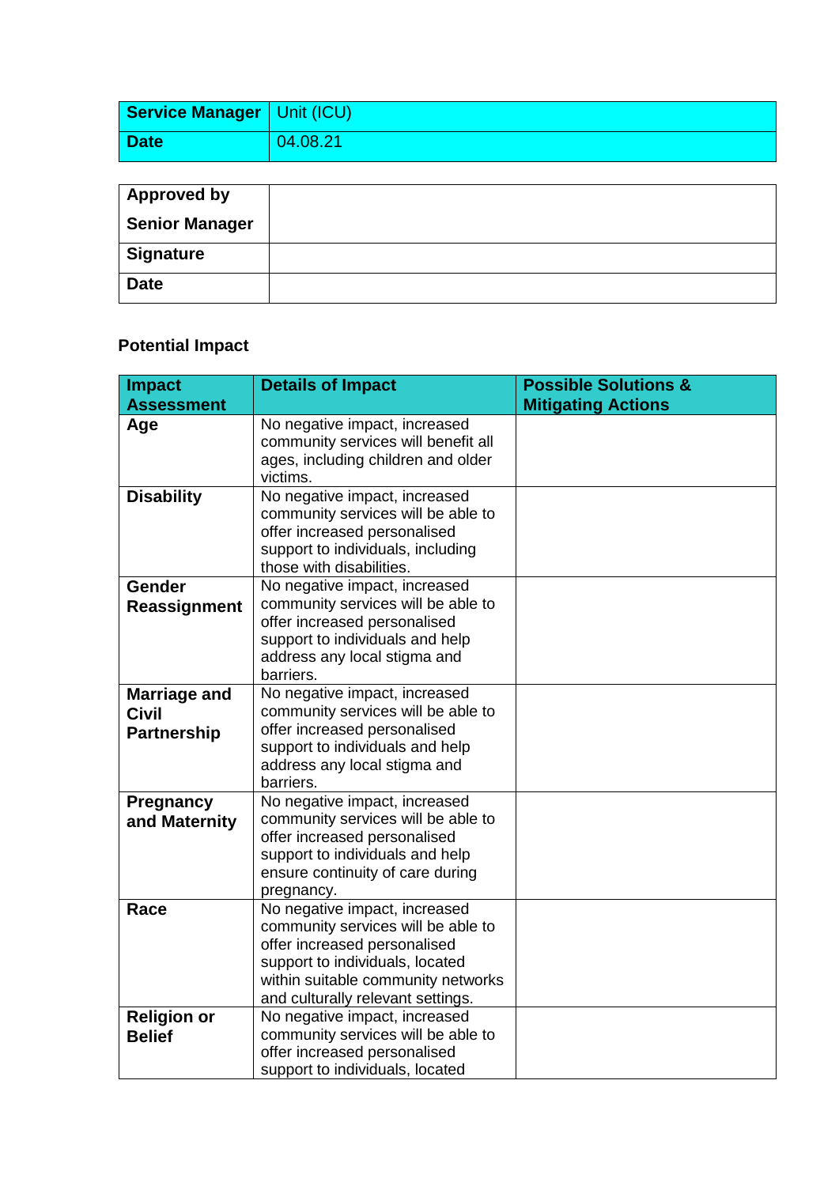| **Service Manager** | Unit (ICU) |
| --- | --- |
| **Date** | 04.08.21 |

| **Approved by Senior Manager** | |
| --- | --- |
| **Signature** | |
| **Date** | |

**Potential Impact**

| Impact Assessment | Details of Impact | Possible Solutions & Mitigating Actions |
| --- | --- | --- |
| **Age** | No negative impact, increased community services will benefit all ages, including children and older victims. | |
| **Disability** | No negative impact, increased community services will be able to offer increased personalised support to individuals, including those with disabilities. | |
| **Gender Reassignment** | No negative impact, increased community services will be able to offer increased personalised support to individuals and help address any local stigma and barriers. | |
| **Marriage and Civil Partnership** | No negative impact, increased community services will be able to offer increased personalised support to individuals and help address any local stigma and barriers. | |
| **Pregnancy and Maternity** | No negative impact, increased community services will be able to offer increased personalised support to individuals and help ensure continuity of care during pregnancy. | |
| **Race** | No negative impact, increased community services will be able to offer increased personalised support to individuals, located within suitable community networks and culturally relevant settings. | |
| **Religion or Belief** | No negative impact, increased community services will be able to offer increased personalised support to individuals, located | |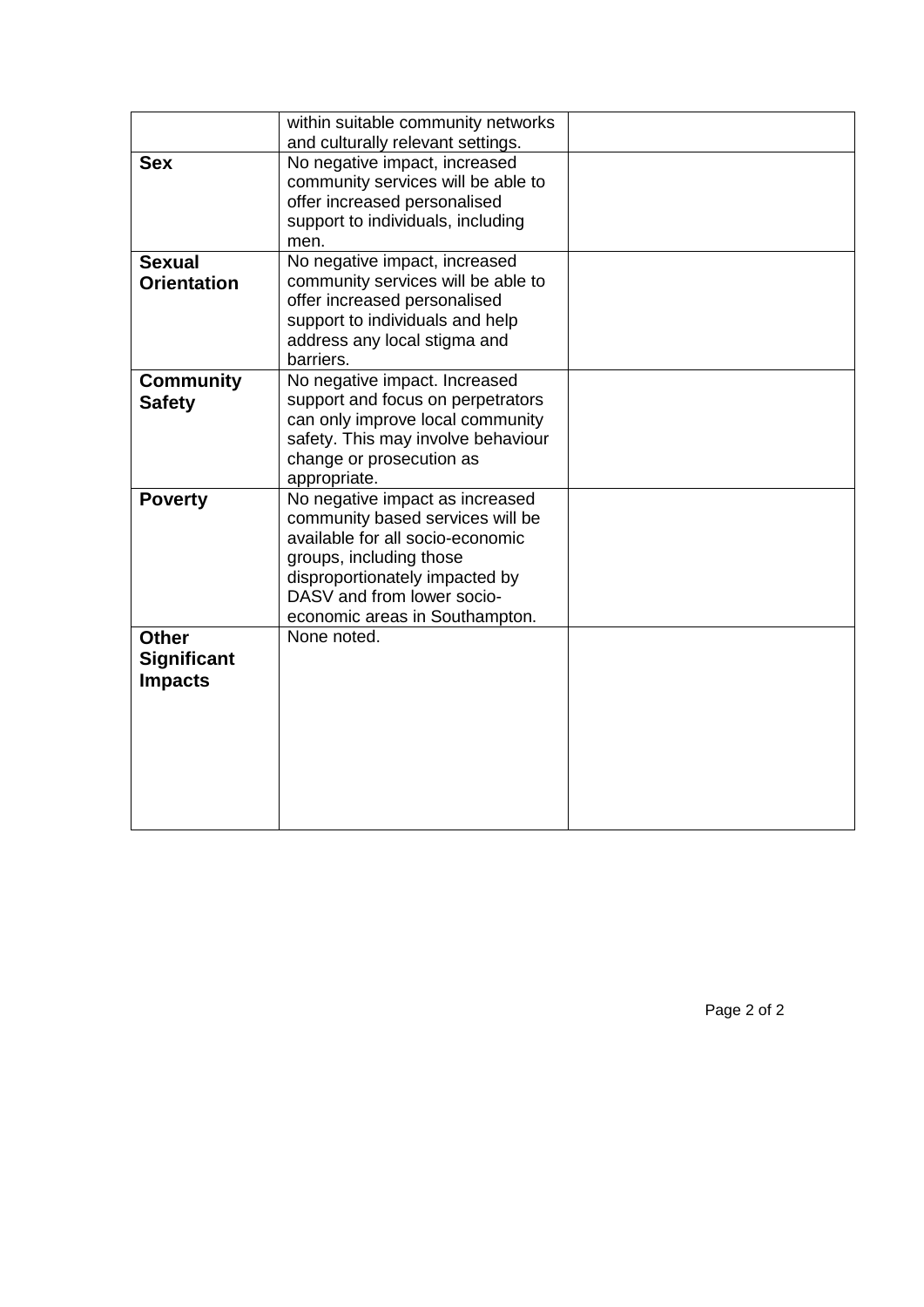| | | |
|---|---|---|
| | within suitable community networks and culturally relevant settings. | |
| **Sex** | No negative impact, increased community services will be able to offer increased personalised support to individuals, including men. | |
| **Sexual Orientation** | No negative impact, increased community services will be able to offer increased personalised support to individuals and help address any local stigma and barriers. | |
| **Community Safety** | No negative impact. Increased support and focus on perpetrators can only improve local community safety. This may involve behaviour change or prosecution as appropriate. | |
| **Poverty** | No negative impact as increased community based services will be available for all socio-economic groups, including those disproportionately impacted by DASV and from lower socio-economic areas in Southampton. | |
| **Other Significant Impacts** | None noted. | |